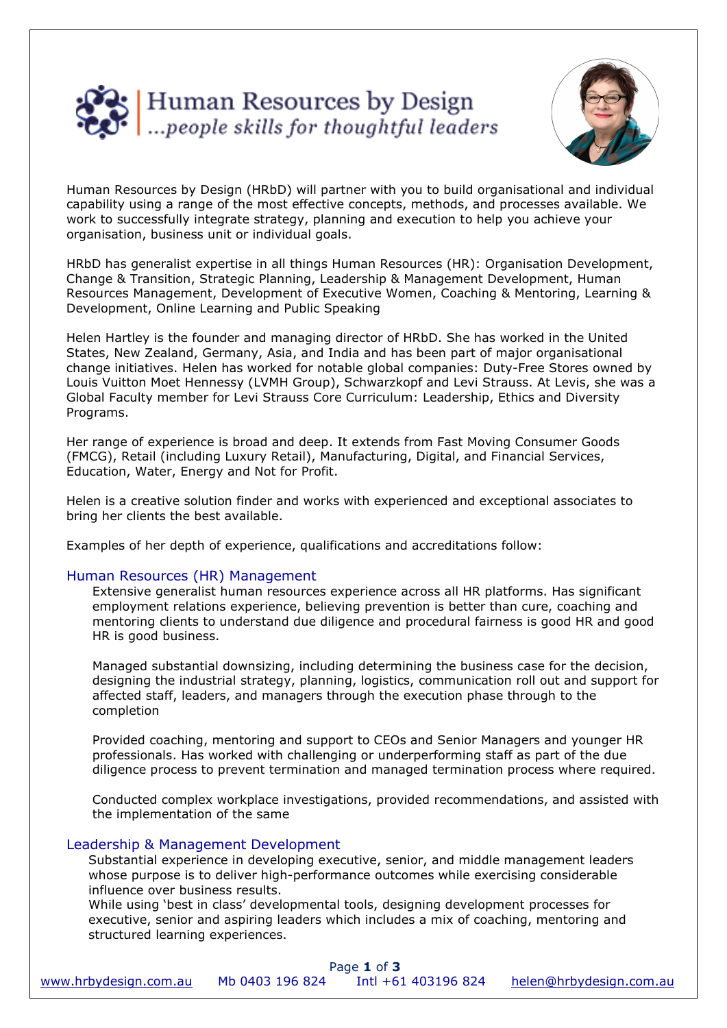# Human Resources by Design

*...people skills for thoughtful leaders*

Human Resources by Design (HRbD) will partner with you to build organisational and individual capability using a range of the most effective concepts, methods, and processes available. We work to successfully integrate strategy, planning and execution to help you achieve your organisation, business unit or individual goals.

HRbD has generalist expertise in all things Human Resources (HR): Organisation Development, Change & Transition, Strategic Planning, Leadership & Management Development, Human Resources Management, Development of Executive Women, Coaching & Mentoring, Learning & Development, Online Learning and Public Speaking

Helen Hartley is the founder and managing director of HRbD. She has worked in the United States, New Zealand, Germany, Asia, and India and has been part of major organisational change initiatives. Helen has worked for notable global companies: Duty-Free Stores owned by Louis Vuitton Moet Hennessy (LVMH Group), Schwarzkopf and Levi Strauss. At Levis, she was a Global Faculty member for Levi Strauss Core Curriculum: Leadership, Ethics and Diversity Programs.

Her range of experience is broad and deep. It extends from Fast Moving Consumer Goods (FMCG), Retail (including Luxury Retail), Manufacturing, Digital, and Financial Services, Education, Water, Energy and Not for Profit.

Helen is a creative solution finder and works with experienced and exceptional associates to bring her clients the best available.

Examples of her depth of experience, qualifications and accreditations follow:

## Human Resources (HR) Management

Extensive generalist human resources experience across all HR platforms. Has significant employment relations experience, believing prevention is better than cure, coaching and mentoring clients to understand due diligence and procedural fairness is good HR and good HR is good business.

Managed substantial downsizing, including determining the business case for the decision, designing the industrial strategy, planning, logistics, communication roll out and support for affected staff, leaders, and managers through the execution phase through to the completion

Provided coaching, mentoring and support to CEOs and Senior Managers and younger HR professionals. Has worked with challenging or underperforming staff as part of the due diligence process to prevent termination and managed termination process where required.

Conducted complex workplace investigations, provided recommendations, and assisted with the implementation of the same

## Leadership & Management Development

Substantial experience in developing executive, senior, and middle management leaders whose purpose is to deliver high-performance outcomes while exercising considerable influence over business results.
While using 'best in class' developmental tools, designing development processes for executive, senior and aspiring leaders which includes a mix of coaching, mentoring and structured learning experiences.

www.hrbydesign.com.au Mb 0403 196 824 Intl +61 403196 824 helen@hrbydesign.com.au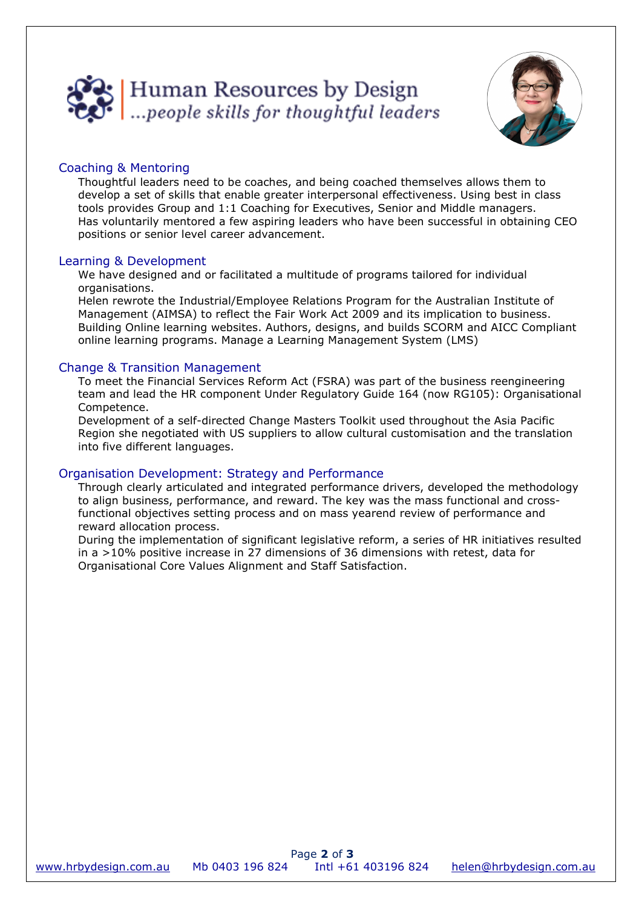## Coaching & Mentoring

Thoughtful leaders need to be coaches, and being coached themselves allows them to develop a set of skills that enable greater interpersonal effectiveness. Using best in class tools provides Group and 1:1 Coaching for Executives, Senior and Middle managers.
Has voluntarily mentored a few aspiring leaders who have been successful in obtaining CEO positions or senior level career advancement.

## Learning & Development

We have designed and or facilitated a multitude of programs tailored for individual organisations.
Helen rewrote the Industrial/Employee Relations Program for the Australian Institute of Management (AIMSA) to reflect the Fair Work Act 2009 and its implication to business.
Building Online learning websites. Authors, designs, and builds SCORM and AICC Compliant online learning programs. Manage a Learning Management System (LMS)

## Change & Transition Management

To meet the Financial Services Reform Act (FSRA) was part of the business reengineering team and lead the HR component Under Regulatory Guide 164 (now RG105): Organisational Competence.
Development of a self-directed Change Masters Toolkit used throughout the Asia Pacific Region she negotiated with US suppliers to allow cultural customisation and the translation into five different languages.

## Organisation Development: Strategy and Performance

Through clearly articulated and integrated performance drivers, developed the methodology to align business, performance, and reward. The key was the mass functional and cross-functional objectives setting process and on mass yearend review of performance and reward allocation process.
During the implementation of significant legislative reform, a series of HR initiatives resulted in a >10% positive increase in 27 dimensions of 36 dimensions with retest, data for Organisational Core Values Alignment and Staff Satisfaction.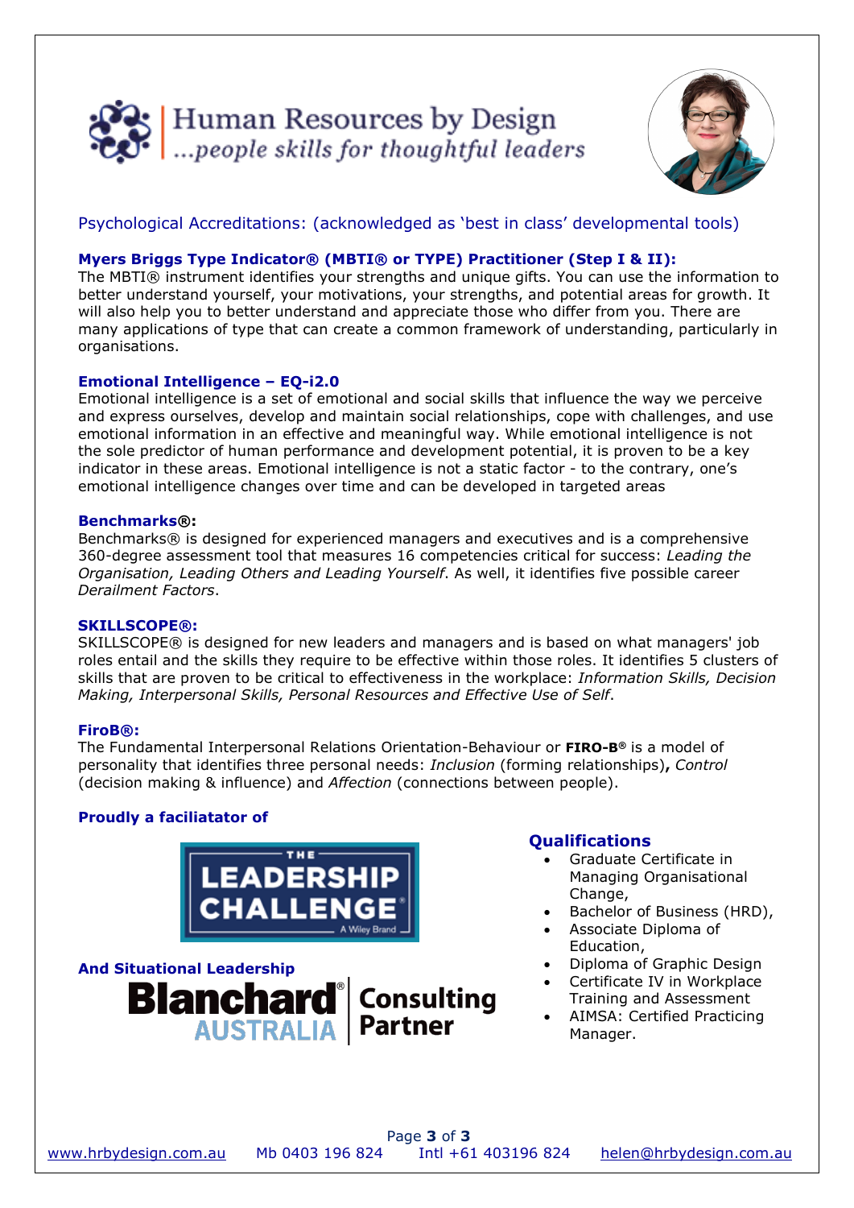Human Resources by Design
...people skills for thoughtful leaders

## Psychological Accreditations: (acknowledged as 'best in class' developmental tools)

**Myers Briggs Type Indicator® (MBTI® or TYPE) Practitioner (Step I & II):**
The MBTI® instrument identifies your strengths and unique gifts. You can use the information to better understand yourself, your motivations, your strengths, and potential areas for growth. It will also help you to better understand and appreciate those who differ from you. There are many applications of type that can create a common framework of understanding, particularly in organisations.

**Emotional Intelligence – EQ-i2.0**
Emotional intelligence is a set of emotional and social skills that influence the way we perceive and express ourselves, develop and maintain social relationships, cope with challenges, and use emotional information in an effective and meaningful way. While emotional intelligence is not the sole predictor of human performance and development potential, it is proven to be a key indicator in these areas. Emotional intelligence is not a static factor - to the contrary, one's emotional intelligence changes over time and can be developed in targeted areas

**Benchmarks®:**
Benchmarks® is designed for experienced managers and executives and is a comprehensive 360-degree assessment tool that measures 16 competencies critical for success: *Leading the Organisation, Leading Others and Leading Yourself*. As well, it identifies five possible career *Derailment Factors*.

**SKILLSCOPE®:**
SKILLSCOPE® is designed for new leaders and managers and is based on what managers' job roles entail and the skills they require to be effective within those roles. It identifies 5 clusters of skills that are proven to be critical to effectiveness in the workplace: *Information Skills, Decision Making, Interpersonal Skills, Personal Resources and Effective Use of Self*.

**FiroB®:**
The Fundamental Interpersonal Relations Orientation-Behaviour or **FIRO-B®** is a model of personality that identifies three personal needs: *Inclusion* (forming relationships)**,** *Control* (decision making & influence) and *Affection* (connections between people).

**Proudly a faciliatator of**

THE LEADERSHIP CHALLENGE® A Wiley Brand

**And Situational Leadership**

Blanchard® AUSTRALIA Consulting Partner

### Qualifications

- Graduate Certificate in Managing Organisational Change,
- Bachelor of Business (HRD),
- Associate Diploma of Education,
- Diploma of Graphic Design
- Certificate IV in Workplace Training and Assessment
- AIMSA: Certified Practicing Manager.

www.hrbydesign.com.au Mb 0403 196 824 Intl +61 403196 824 helen@hrbydesign.com.au